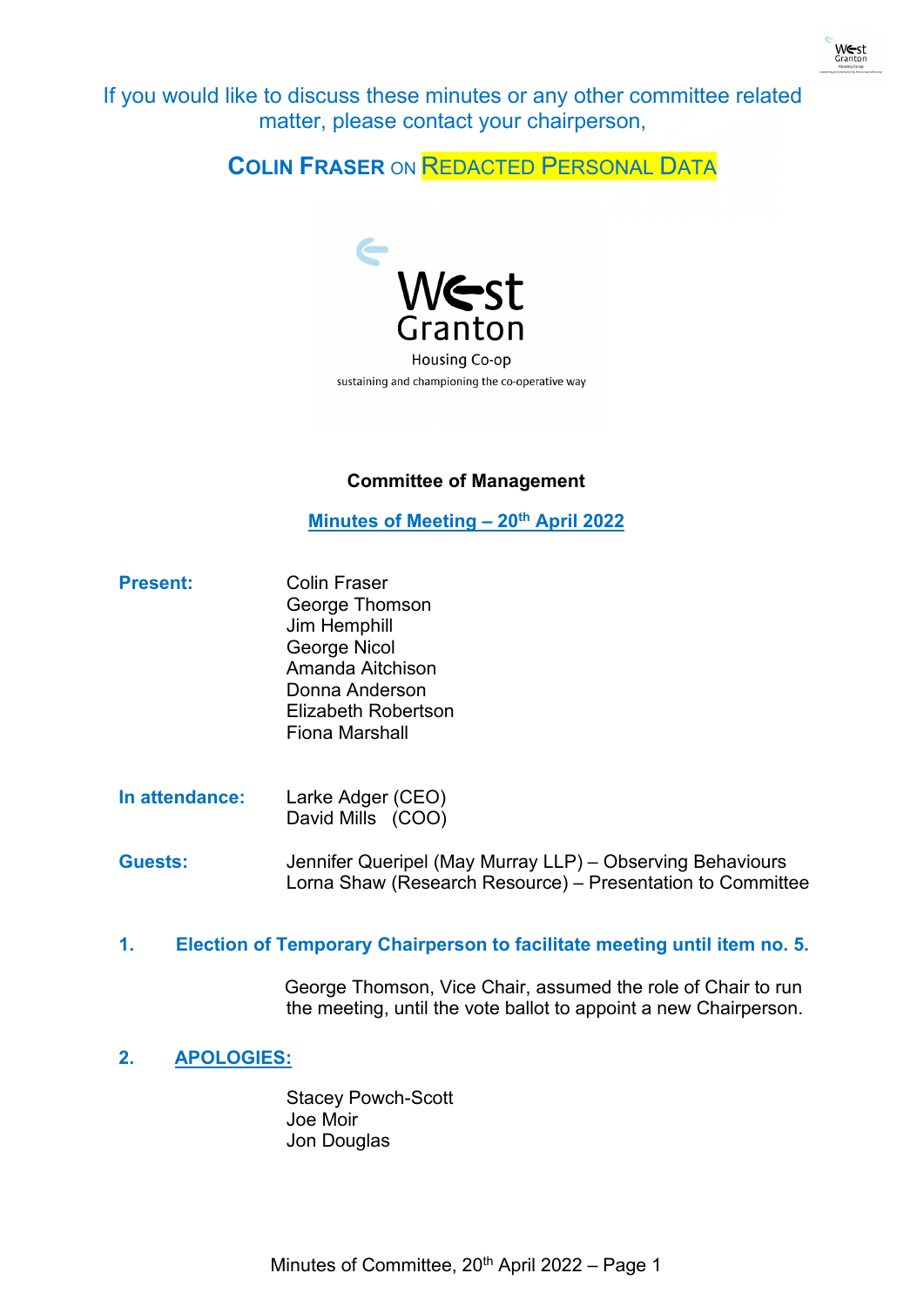If you would like to discuss these minutes or any other committee related matter, please contact your chairperson,

**COLIN FRASER** ON REDACTED PERSONAL DATA

West Granton

Housing Co-op

sustaining and championing the co-operative way

**Committee of Management**

**Minutes of Meeting – 20th April 2022**

**Present:**

Colin Fraser
George Thomson
Jim Hemphill
George Nicol
Amanda Aitchison
Donna Anderson
Elizabeth Robertson
Fiona Marshall

**In attendance:**

Larke Adger (CEO)
David Mills (COO)

**Guests:**

Jennifer Queripel (May Murray LLP) – Observing Behaviours
Lorna Shaw (Research Resource) – Presentation to Committee

## 1. Election of Temporary Chairperson to facilitate meeting until item no. 5.

George Thomson, Vice Chair, assumed the role of Chair to run the meeting, until the vote ballot to appoint a new Chairperson.

## 2. APOLOGIES:

Stacey Powch-Scott
Joe Moir
Jon Douglas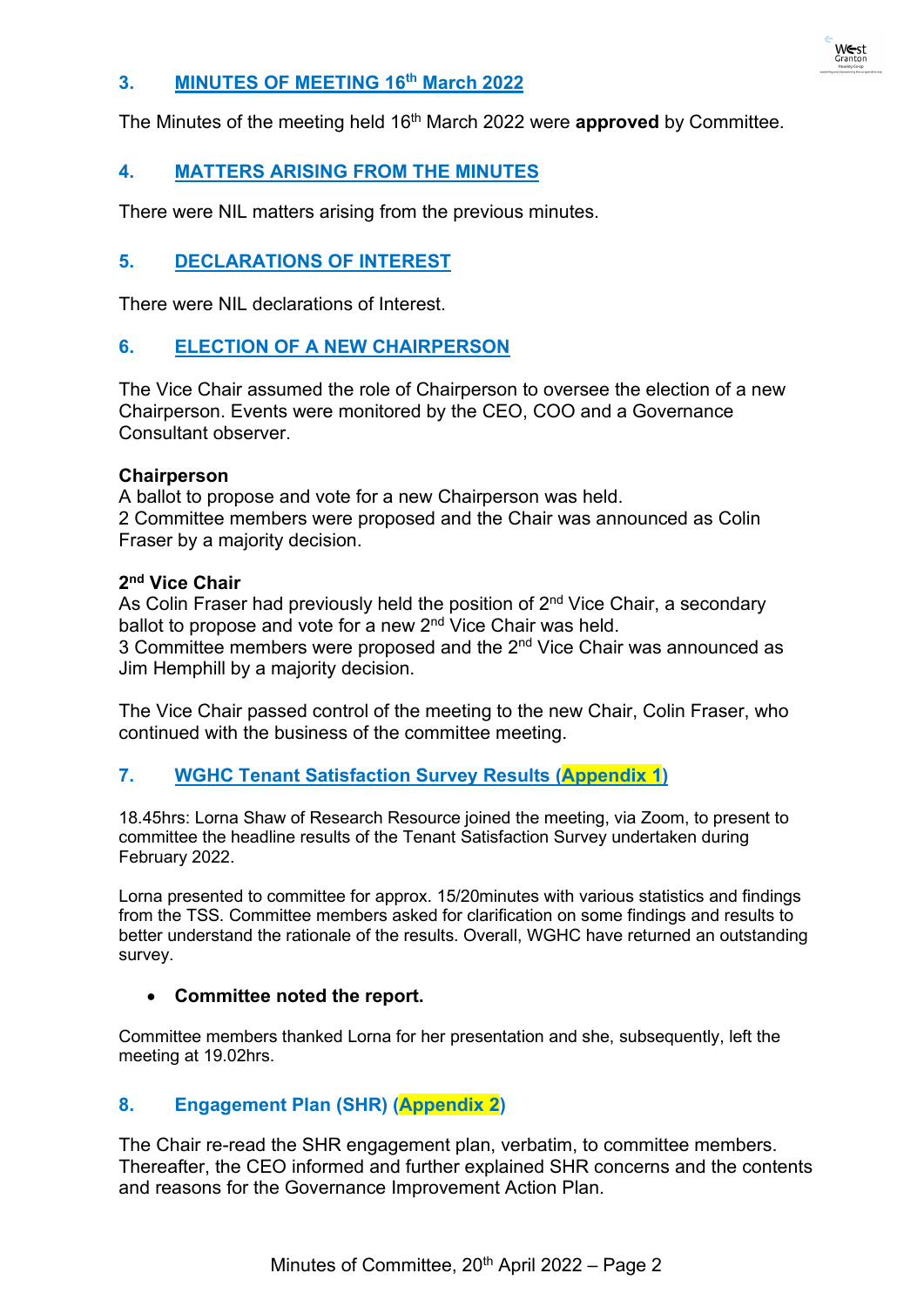## 3. MINUTES OF MEETING 16th March 2022

The Minutes of the meeting held 16th March 2022 were **approved** by Committee.

## 4. MATTERS ARISING FROM THE MINUTES

There were NIL matters arising from the previous minutes.

## 5. DECLARATIONS OF INTEREST

There were NIL declarations of Interest.

## 6. ELECTION OF A NEW CHAIRPERSON

The Vice Chair assumed the role of Chairperson to oversee the election of a new Chairperson. Events were monitored by the CEO, COO and a Governance Consultant observer.

**Chairperson**
A ballot to propose and vote for a new Chairperson was held.
2 Committee members were proposed and the Chair was announced as Colin Fraser by a majority decision.

**2nd Vice Chair**
As Colin Fraser had previously held the position of 2nd Vice Chair, a secondary ballot to propose and vote for a new 2nd Vice Chair was held.
3 Committee members were proposed and the 2nd Vice Chair was announced as Jim Hemphill by a majority decision.

The Vice Chair passed control of the meeting to the new Chair, Colin Fraser, who continued with the business of the committee meeting.

## 7. WGHC Tenant Satisfaction Survey Results (Appendix 1)

18.45hrs: Lorna Shaw of Research Resource joined the meeting, via Zoom, to present to committee the headline results of the Tenant Satisfaction Survey undertaken during February 2022.

Lorna presented to committee for approx. 15/20minutes with various statistics and findings from the TSS. Committee members asked for clarification on some findings and results to better understand the rationale of the results. Overall, WGHC have returned an outstanding survey.

- **Committee noted the report.**

Committee members thanked Lorna for her presentation and she, subsequently, left the meeting at 19.02hrs.

## 8. Engagement Plan (SHR) (Appendix 2)

The Chair re-read the SHR engagement plan, verbatim, to committee members. Thereafter, the CEO informed and further explained SHR concerns and the contents and reasons for the Governance Improvement Action Plan.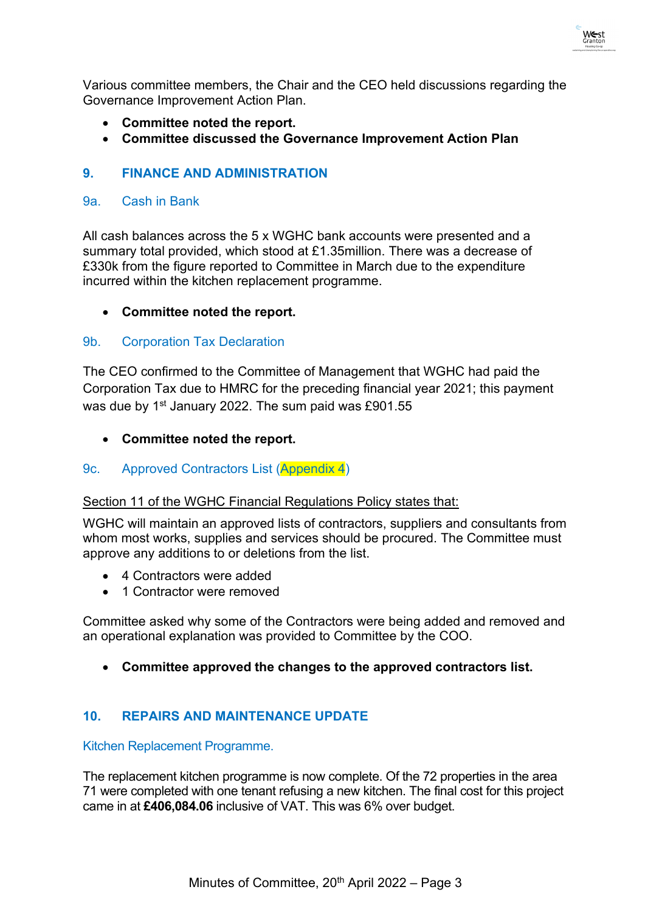Various committee members, the Chair and the CEO held discussions regarding the Governance Improvement Action Plan.

- **Committee noted the report.**
- **Committee discussed the Governance Improvement Action Plan**

## 9. FINANCE AND ADMINISTRATION

### 9a. Cash in Bank

All cash balances across the 5 x WGHC bank accounts were presented and a summary total provided, which stood at £1.35million. There was a decrease of £330k from the figure reported to Committee in March due to the expenditure incurred within the kitchen replacement programme.

- **Committee noted the report.**

### 9b. Corporation Tax Declaration

The CEO confirmed to the Committee of Management that WGHC had paid the Corporation Tax due to HMRC for the preceding financial year 2021; this payment was due by 1st January 2022. The sum paid was £901.55

- **Committee noted the report.**

### 9c. Approved Contractors List (Appendix 4)

Section 11 of the WGHC Financial Regulations Policy states that:

WGHC will maintain an approved lists of contractors, suppliers and consultants from whom most works, supplies and services should be procured. The Committee must approve any additions to or deletions from the list.

- 4 Contractors were added
- 1 Contractor were removed

Committee asked why some of the Contractors were being added and removed and an operational explanation was provided to Committee by the COO.

- **Committee approved the changes to the approved contractors list.**

## 10. REPAIRS AND MAINTENANCE UPDATE

### Kitchen Replacement Programme.

The replacement kitchen programme is now complete. Of the 72 properties in the area 71 were completed with one tenant refusing a new kitchen. The final cost for this project came in at **£406,084.06** inclusive of VAT. This was 6% over budget.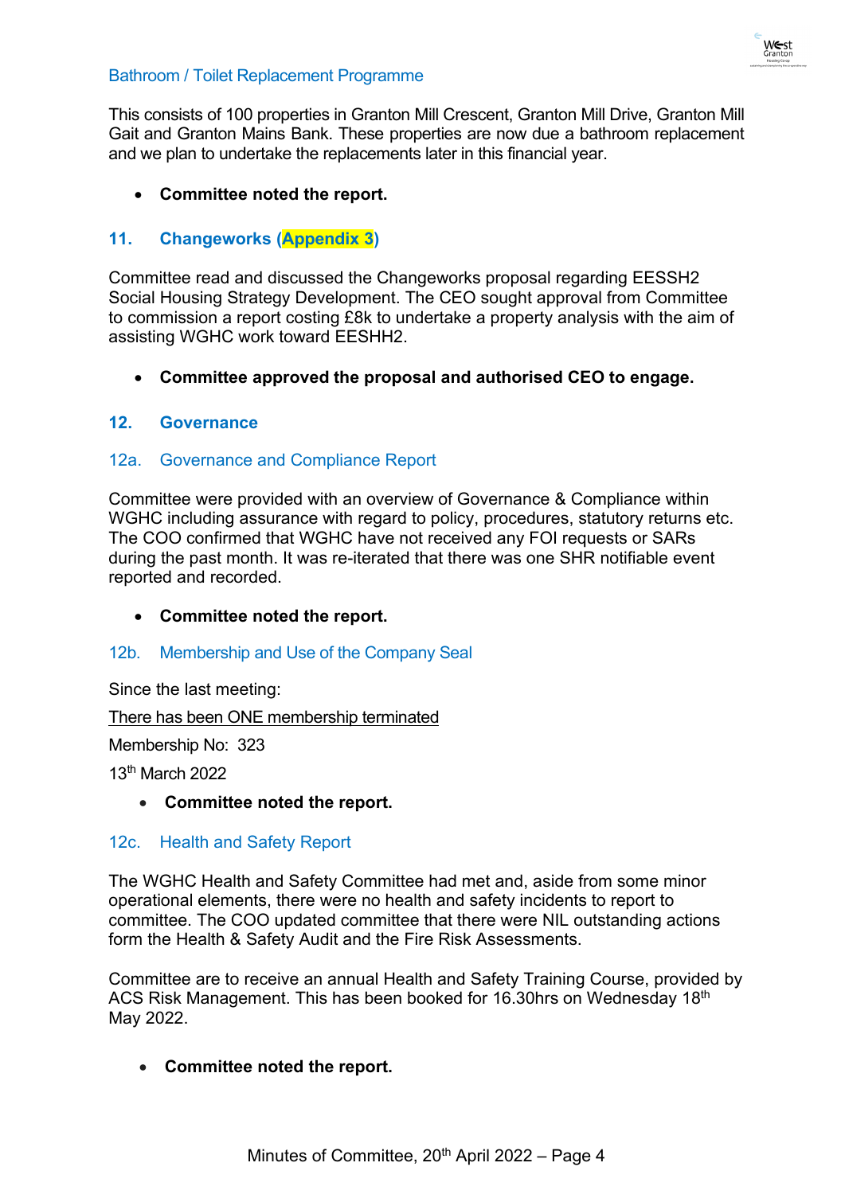### Bathroom / Toilet Replacement Programme

This consists of 100 properties in Granton Mill Crescent, Granton Mill Drive, Granton Mill Gait and Granton Mains Bank. These properties are now due a bathroom replacement and we plan to undertake the replacements later in this financial year.

- **Committee noted the report.**

## 11. Changeworks (Appendix 3)

Committee read and discussed the Changeworks proposal regarding EESSH2 Social Housing Strategy Development. The CEO sought approval from Committee to commission a report costing £8k to undertake a property analysis with the aim of assisting WGHC work toward EESHH2.

- **Committee approved the proposal and authorised CEO to engage.**

## 12. Governance

### 12a. Governance and Compliance Report

Committee were provided with an overview of Governance & Compliance within WGHC including assurance with regard to policy, procedures, statutory returns etc. The COO confirmed that WGHC have not received any FOI requests or SARs during the past month. It was re-iterated that there was one SHR notifiable event reported and recorded.

- **Committee noted the report.**

### 12b. Membership and Use of the Company Seal

Since the last meeting:

<u>There has been ONE membership terminated</u>

Membership No: 323

13th March 2022

- **Committee noted the report.**

### 12c. Health and Safety Report

The WGHC Health and Safety Committee had met and, aside from some minor operational elements, there were no health and safety incidents to report to committee. The COO updated committee that there were NIL outstanding actions form the Health & Safety Audit and the Fire Risk Assessments.

Committee are to receive an annual Health and Safety Training Course, provided by ACS Risk Management. This has been booked for 16.30hrs on Wednesday 18th May 2022.

- **Committee noted the report.**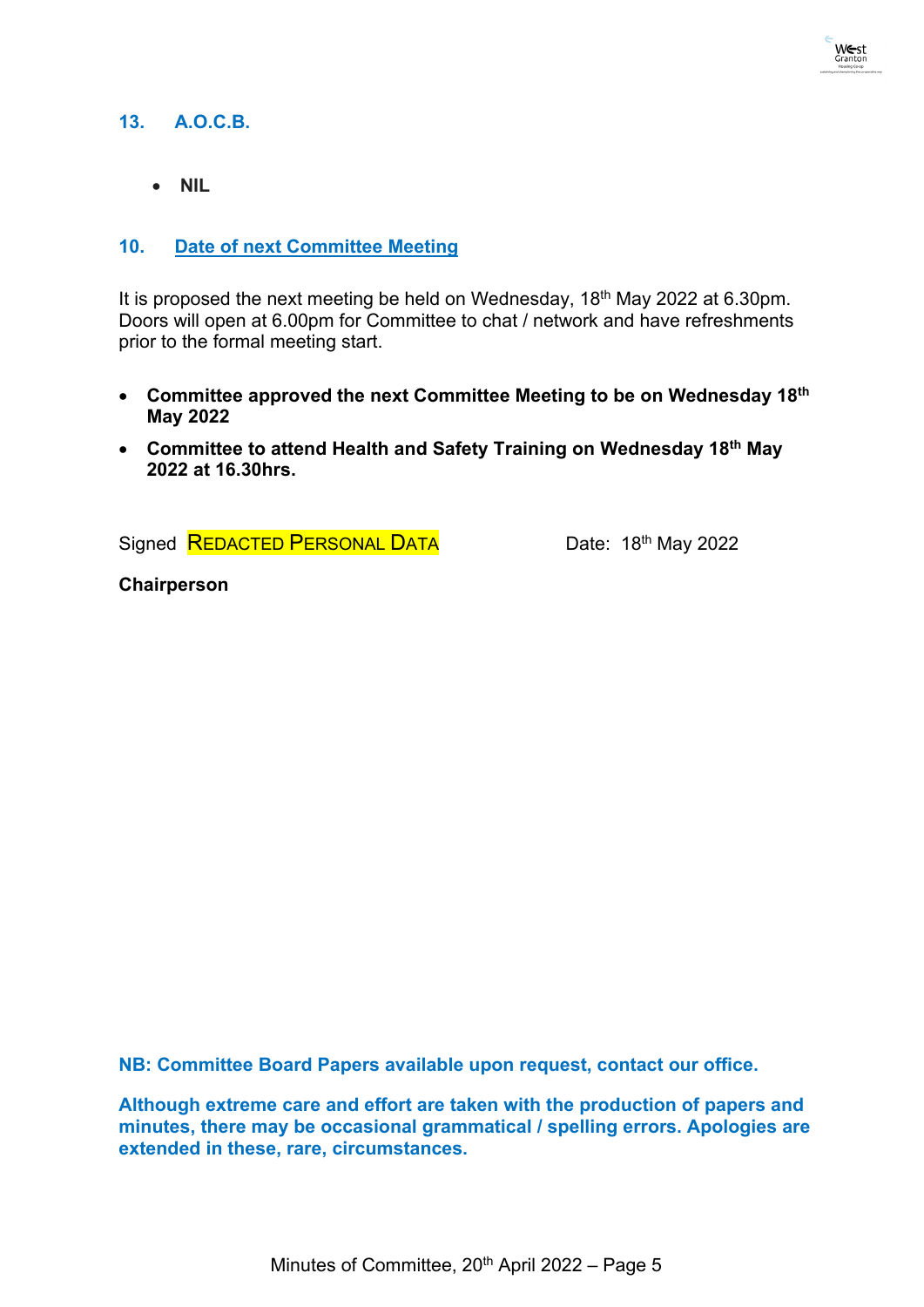## 13. A.O.C.B.

- **NIL**

## 10. Date of next Committee Meeting

It is proposed the next meeting be held on Wednesday, 18th May 2022 at 6.30pm. Doors will open at 6.00pm for Committee to chat / network and have refreshments prior to the formal meeting start.

- **Committee approved the next Committee Meeting to be on Wednesday 18th May 2022**
- **Committee to attend Health and Safety Training on Wednesday 18th May 2022 at 16.30hrs.**

Signed REDACTED PERSONAL DATA Date: 18th May 2022

**Chairperson**

**NB: Committee Board Papers available upon request, contact our office.**

**Although extreme care and effort are taken with the production of papers and minutes, there may be occasional grammatical / spelling errors. Apologies are extended in these, rare, circumstances.**